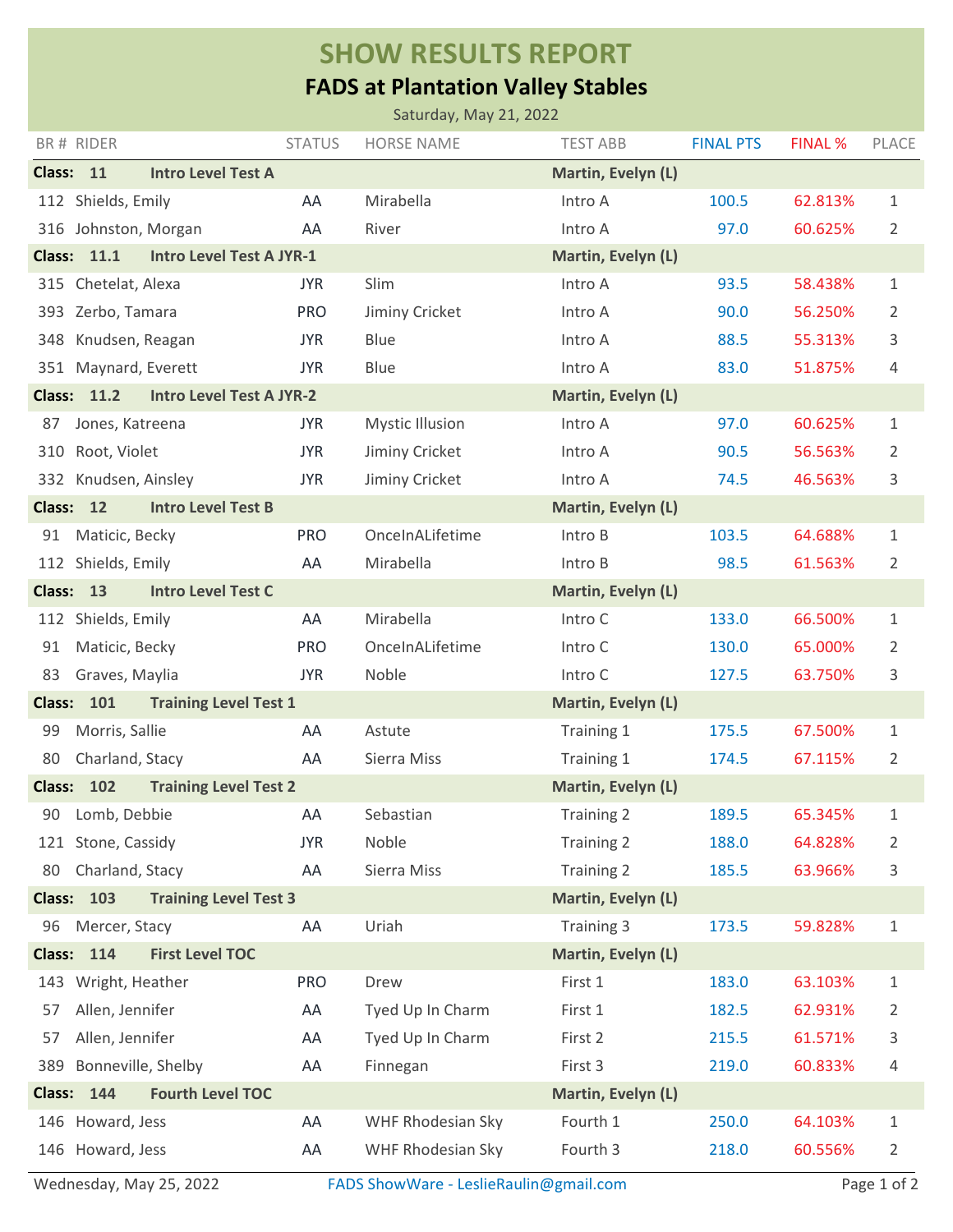# SHOW RESULTS REPORT

## FADS at Plantation Valley Stables

Saturday, May 21, 2022

| BR # | RIDER | STATUS | HORSE NAME | TEST ABB | FINAL PTS | FINAL % | PLACE |
|---|---|---|---|---|---|---|---|
| **Class: 11** | **Intro Level Test A** | | | **Martin, Evelyn (L)** | | | |
| 112 | Shields, Emily | AA | Mirabella | Intro A | 100.5 | 62.813% | 1 |
| 316 | Johnston, Morgan | AA | River | Intro A | 97.0 | 60.625% | 2 |
| **Class: 11.1** | **Intro Level Test A JYR-1** | | | **Martin, Evelyn (L)** | | | |
| 315 | Chetelat, Alexa | JYR | Slim | Intro A | 93.5 | 58.438% | 1 |
| 393 | Zerbo, Tamara | PRO | Jiminy Cricket | Intro A | 90.0 | 56.250% | 2 |
| 348 | Knudsen, Reagan | JYR | Blue | Intro A | 88.5 | 55.313% | 3 |
| 351 | Maynard, Everett | JYR | Blue | Intro A | 83.0 | 51.875% | 4 |
| **Class: 11.2** | **Intro Level Test A JYR-2** | | | **Martin, Evelyn (L)** | | | |
| 87 | Jones, Katreena | JYR | Mystic Illusion | Intro A | 97.0 | 60.625% | 1 |
| 310 | Root, Violet | JYR | Jiminy Cricket | Intro A | 90.5 | 56.563% | 2 |
| 332 | Knudsen, Ainsley | JYR | Jiminy Cricket | Intro A | 74.5 | 46.563% | 3 |
| **Class: 12** | **Intro Level Test B** | | | **Martin, Evelyn (L)** | | | |
| 91 | Maticic, Becky | PRO | OnceInALifetime | Intro B | 103.5 | 64.688% | 1 |
| 112 | Shields, Emily | AA | Mirabella | Intro B | 98.5 | 61.563% | 2 |
| **Class: 13** | **Intro Level Test C** | | | **Martin, Evelyn (L)** | | | |
| 112 | Shields, Emily | AA | Mirabella | Intro C | 133.0 | 66.500% | 1 |
| 91 | Maticic, Becky | PRO | OnceInALifetime | Intro C | 130.0 | 65.000% | 2 |
| 83 | Graves, Maylia | JYR | Noble | Intro C | 127.5 | 63.750% | 3 |
| **Class: 101** | **Training Level Test 1** | | | **Martin, Evelyn (L)** | | | |
| 99 | Morris, Sallie | AA | Astute | Training 1 | 175.5 | 67.500% | 1 |
| 80 | Charland, Stacy | AA | Sierra Miss | Training 1 | 174.5 | 67.115% | 2 |
| **Class: 102** | **Training Level Test 2** | | | **Martin, Evelyn (L)** | | | |
| 90 | Lomb, Debbie | AA | Sebastian | Training 2 | 189.5 | 65.345% | 1 |
| 121 | Stone, Cassidy | JYR | Noble | Training 2 | 188.0 | 64.828% | 2 |
| 80 | Charland, Stacy | AA | Sierra Miss | Training 2 | 185.5 | 63.966% | 3 |
| **Class: 103** | **Training Level Test 3** | | | **Martin, Evelyn (L)** | | | |
| 96 | Mercer, Stacy | AA | Uriah | Training 3 | 173.5 | 59.828% | 1 |
| **Class: 114** | **First Level TOC** | | | **Martin, Evelyn (L)** | | | |
| 143 | Wright, Heather | PRO | Drew | First 1 | 183.0 | 63.103% | 1 |
| 57 | Allen, Jennifer | AA | Tyed Up In Charm | First 1 | 182.5 | 62.931% | 2 |
| 57 | Allen, Jennifer | AA | Tyed Up In Charm | First 2 | 215.5 | 61.571% | 3 |
| 389 | Bonneville, Shelby | AA | Finnegan | First 3 | 219.0 | 60.833% | 4 |
| **Class: 144** | **Fourth Level TOC** | | | **Martin, Evelyn (L)** | | | |
| 146 | Howard, Jess | AA | WHF Rhodesian Sky | Fourth 1 | 250.0 | 64.103% | 1 |
| 146 | Howard, Jess | AA | WHF Rhodesian Sky | Fourth 3 | 218.0 | 60.556% | 2 |

Wednesday, May 25, 2022 — FADS ShowWare - LeslieRaulin@gmail.com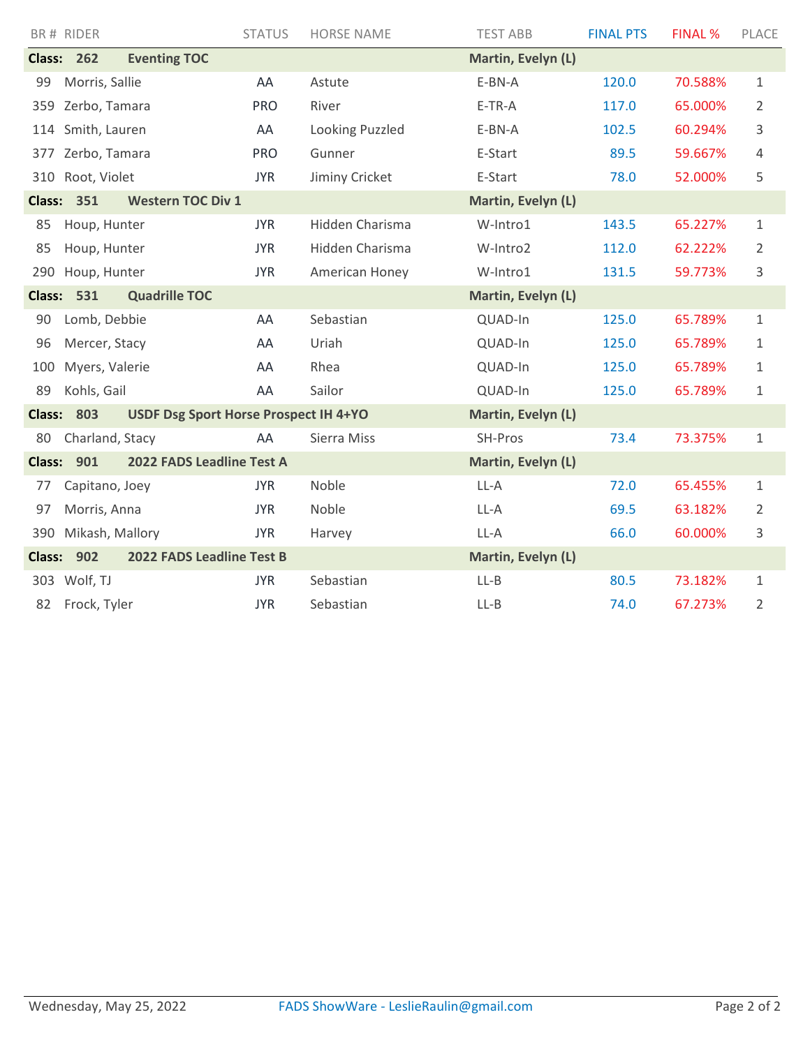| BR # | RIDER | STATUS | HORSE NAME | TEST ABB | FINAL PTS | FINAL % | PLACE |
|---|---|---|---|---|---|---|---|
| **Class: 262** | **Eventing TOC** | | | **Martin, Evelyn (L)** | | | |
| 99 | Morris, Sallie | AA | Astute | E-BN-A | 120.0 | 70.588% | 1 |
| 359 | Zerbo, Tamara | PRO | River | E-TR-A | 117.0 | 65.000% | 2 |
| 114 | Smith, Lauren | AA | Looking Puzzled | E-BN-A | 102.5 | 60.294% | 3 |
| 377 | Zerbo, Tamara | PRO | Gunner | E-Start | 89.5 | 59.667% | 4 |
| 310 | Root, Violet | JYR | Jiminy Cricket | E-Start | 78.0 | 52.000% | 5 |
| **Class: 351** | **Western TOC Div 1** | | | **Martin, Evelyn (L)** | | | |
| 85 | Houp, Hunter | JYR | Hidden Charisma | W-Intro1 | 143.5 | 65.227% | 1 |
| 85 | Houp, Hunter | JYR | Hidden Charisma | W-Intro2 | 112.0 | 62.222% | 2 |
| 290 | Houp, Hunter | JYR | American Honey | W-Intro1 | 131.5 | 59.773% | 3 |
| **Class: 531** | **Quadrille TOC** | | | **Martin, Evelyn (L)** | | | |
| 90 | Lomb, Debbie | AA | Sebastian | QUAD-In | 125.0 | 65.789% | 1 |
| 96 | Mercer, Stacy | AA | Uriah | QUAD-In | 125.0 | 65.789% | 1 |
| 100 | Myers, Valerie | AA | Rhea | QUAD-In | 125.0 | 65.789% | 1 |
| 89 | Kohls, Gail | AA | Sailor | QUAD-In | 125.0 | 65.789% | 1 |
| **Class: 803** | **USDF Dsg Sport Horse Prospect IH 4+YO** | | | **Martin, Evelyn (L)** | | | |
| 80 | Charland, Stacy | AA | Sierra Miss | SH-Pros | 73.4 | 73.375% | 1 |
| **Class: 901** | **2022 FADS Leadline Test A** | | | **Martin, Evelyn (L)** | | | |
| 77 | Capitano, Joey | JYR | Noble | LL-A | 72.0 | 65.455% | 1 |
| 97 | Morris, Anna | JYR | Noble | LL-A | 69.5 | 63.182% | 2 |
| 390 | Mikash, Mallory | JYR | Harvey | LL-A | 66.0 | 60.000% | 3 |
| **Class: 902** | **2022 FADS Leadline Test B** | | | **Martin, Evelyn (L)** | | | |
| 303 | Wolf, TJ | JYR | Sebastian | LL-B | 80.5 | 73.182% | 1 |
| 82 | Frock, Tyler | JYR | Sebastian | LL-B | 74.0 | 67.273% | 2 |